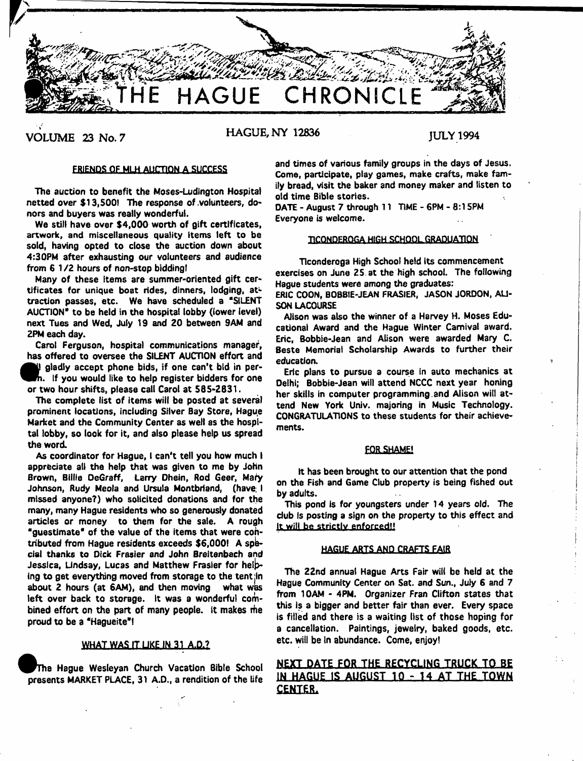# THE HAGUE CHRONICLE

VOLUME 23 No. 7 HAGUE, NY 12836 JULY 1994

## FRIENDS OF MLH AUCTION A SUCCESS

The auction to benefit the Moses-Ludington Hospital netted over $13,500! The response of volunteers, donors and buyers was really wonderful.

We still have over $4,000 worth of gift certificates, artwork, and miscellaneous quality items left to be sold, having opted to close the auction down about 4:30PM after exhausting our volunteers and audience from 6 1/2 hours of non-stop bidding!

Many of these items are summer-oriented gift certificates for unique boat rides, dinners, lodging, attraction passes, etc. We have scheduled a "SILENT AUCTION" to be held in the hospital lobby (lower level) next Tues and Wed, July 19 and 20 between 9AM and 2PM each day.

Carol Ferguson, hospital communications manager, has offered to oversee the SILENT AUCTION effort and will gladly accept phone bids, if one can't bid in person. If you would like to help register bidders for one or two hour shifts, please call Carol at 585-2831.

The complete list of items will be posted at several prominent locations, including Silver Bay Store, Hague Market and the Community Center as well as the hospital lobby, so look for it, and also please help us spread the word.

As coordinator for Hague, I can't tell you how much I appreciate all the help that was given to me by John Brown, Billie DeGraff, Larry Dhein, Rod Geer, Mary Johnson, Rudy Meola and Ursula Montbriand, (have I missed anyone?) who solicited donations and for the many, many Hague residents who so generously donated articles or money to them for the sale. A rough "guestimate" of the value of the items that were contributed from Hague residents exceeds $6,000! A special thanks to Dick Frasier and John Breitenbach and Jessica, Lindsay, Lucas and Matthew Frasier for helping to get everything moved from storage to the tent in about 2 hours (at 6AM), and then moving what was left over back to storage. It was a wonderful combined effort on the part of many people. It makes me proud to be a "Hagueite"!

## WHAT WAS IT LIKE IN 31 A.D.?

The Hague Wesleyan Church Vacation Bible School presents MARKET PLACE, 31 A.D., a rendition of the life and times of various family groups in the days of Jesus. Come, participate, play games, make crafts, make family bread, visit the baker and money maker and listen to old time Bible stories.

DATE - August 7 through 11 TIME - 6PM - 8:15PM
Everyone is welcome.

## TICONDEROGA HIGH SCHOOL GRADUATION

Ticonderoga High School held its commencement exercises on June 25 at the high school. The following Hague students were among the graduates:

ERIC COON, BOBBIE-JEAN FRASIER, JASON JORDON, ALLISON LACOURSE

Alison was also the winner of a Harvey H. Moses Educational Award and the Hague Winter Carnival award. Eric, Bobbie-Jean and Alison were awarded Mary C. Beste Memorial Scholarship Awards to further their education.

Eric plans to pursue a course in auto mechanics at Delhi; Bobbie-Jean will attend NCCC next year honing her skills in computer programming and Alison will attend New York Univ. majoring in Music Technology. CONGRATULATIONS to these students for their achievements.

## FOR SHAME!

It has been brought to our attention that the pond on the Fish and Game Club property is being fished out by adults.

This pond is for youngsters under 14 years old. The club is posting a sign on the property to this effect and It will be strictly enforced!!

## HAGUE ARTS AND CRAFTS FAIR

The 22nd annual Hague Arts Fair will be held at the Hague Community Center on Sat. and Sun., July 6 and 7 from 10AM - 4PM. Organizer Fran Clifton states that this is a bigger and better fair than ever. Every space is filled and there is a waiting list of those hoping for a cancellation. Paintings, jewelry, baked goods, etc. etc. will be in abundance. Come, enjoy!

## NEXT DATE FOR THE RECYCLING TRUCK TO BE IN HAGUE IS AUGUST 10 - 14 AT THE TOWN CENTER.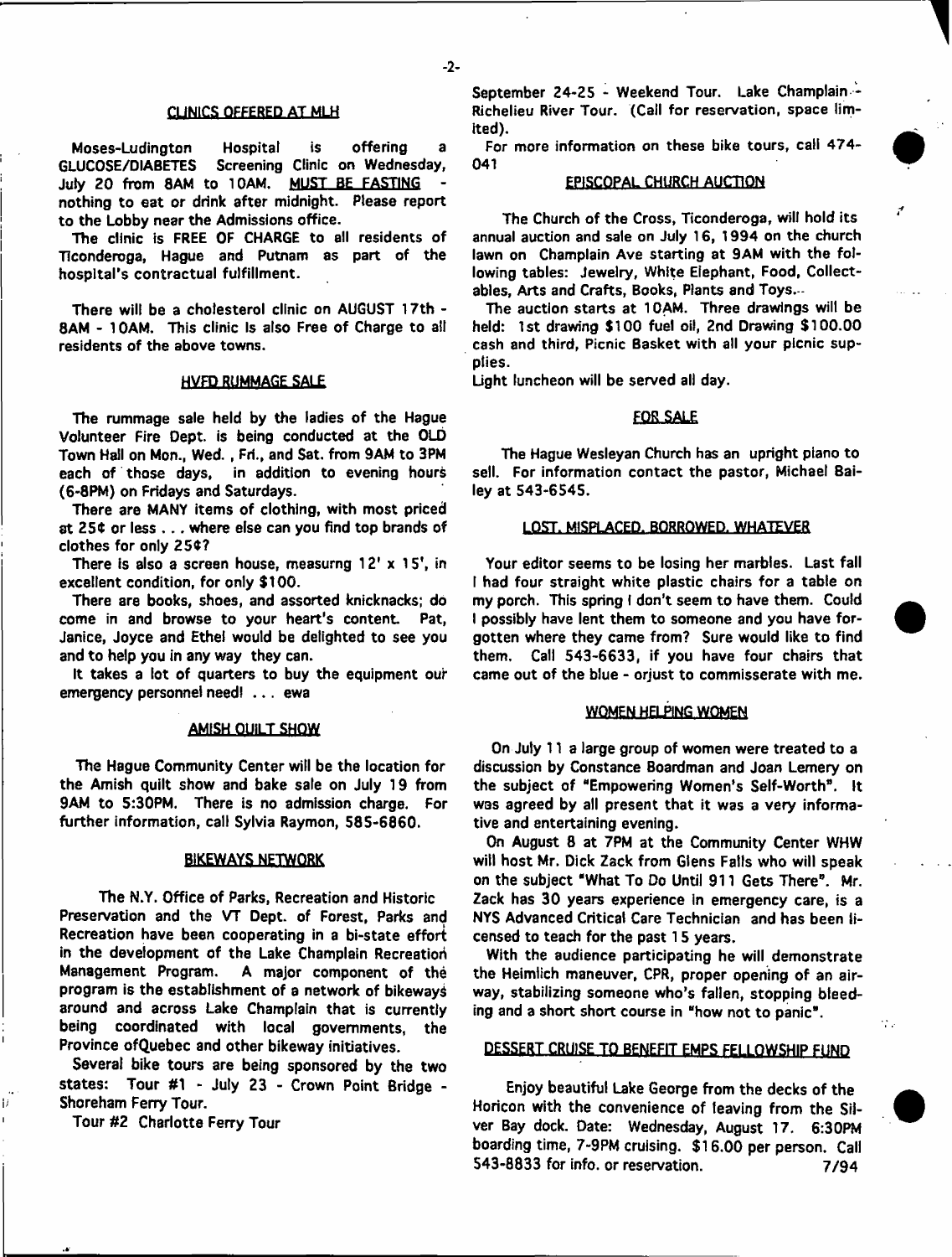## CLINICS OFFERED AT MLH

Moses-Ludington Hospital is offering a GLUCOSE/DIABETES Screening Clinic on Wednesday, July 20 from 8AM to 10AM. MUST BE FASTING - nothing to eat or drink after midnight. Please report to the Lobby near the Admissions office.

The clinic is FREE OF CHARGE to all residents of Ticonderoga, Hague and Putnam as part of the hospital's contractual fulfillment.

There will be a cholesterol clinic on AUGUST 17th - 8AM - 10AM. This clinic is also Free of Charge to all residents of the above towns.

## HVFD RUMMAGE SALE

The rummage sale held by the ladies of the Hague Volunteer Fire Dept. is being conducted at the OLD Town Hall on Mon., Wed. , Fri., and Sat. from 9AM to 3PM each of those days, in addition to evening hours (6-8PM) on Fridays and Saturdays.

There are MANY items of clothing, with most priced at 25¢ or less . . . where else can you find top brands of clothes for only 25¢?

There is also a screen house, measurng 12' x 15', in excellent condition, for only $100.

There are books, shoes, and assorted knicknacks; do come in and browse to your heart's content. Pat, Janice, Joyce and Ethel would be delighted to see you and to help you in any way they can.

It takes a lot of quarters to buy the equipment our emergency personnel need! . . . ewa

## AMISH QUILT SHOW

The Hague Community Center will be the location for the Amish quilt show and bake sale on July 19 from 9AM to 5:30PM. There is no admission charge. For further information, call Sylvia Raymon, 585-6860.

## BIKEWAYS NETWORK

The N.Y. Office of Parks, Recreation and Historic Preservation and the VT Dept. of Forest, Parks and Recreation have been cooperating in a bi-state effort in the development of the Lake Champlain Recreation Management Program. A major component of the program is the establishment of a network of bikeways around and across Lake Champlain that is currently being coordinated with local governments, the Province ofQuebec and other bikeway initiatives.

Several bike tours are being sponsored by the two states: Tour #1 - July 23 - Crown Point Bridge - Shoreham Ferry Tour.

Tour #2 Charlotte Ferry Tour

September 24-25 - Weekend Tour. Lake Champlain - Richelieu River Tour. (Call for reservation, space limited).

For more information on these bike tours, call 474-041

## EPISCOPAL CHURCH AUCTION

The Church of the Cross, Ticonderoga, will hold its annual auction and sale on July 16, 1994 on the church lawn on Champlain Ave starting at 9AM with the following tables: Jewelry, White Elephant, Food, Collectables, Arts and Crafts, Books, Plants and Toys...

The auction starts at 10AM. Three drawings will be held: 1st drawing $100 fuel oil, 2nd Drawing $100.00 cash and third, Picnic Basket with all your picnic supplies.

Light luncheon will be served all day.

## FOR SALE

The Hague Wesleyan Church has an upright piano to sell. For information contact the pastor, Michael Bailey at 543-6545.

## LOST, MISPLACED, BORROWED, WHATEVER

Your editor seems to be losing her marbles. Last fall I had four straight white plastic chairs for a table on my porch. This spring I don't seem to have them. Could I possibly have lent them to someone and you have forgotten where they came from? Sure would like to find them. Call 543-6633, if you have four chairs that came out of the blue - orjust to commisserate with me.

## WOMEN HELPING WOMEN

On July 11 a large group of women were treated to a discussion by Constance Boardman and Joan Lemery on the subject of "Empowering Women's Self-Worth". It was agreed by all present that it was a very informative and entertaining evening.

On August 8 at 7PM at the Community Center WHW will host Mr. Dick Zack from Glens Falls who will speak on the subject "What To Do Until 911 Gets There". Mr. Zack has 30 years experience in emergency care, is a NYS Advanced Critical Care Technician and has been licensed to teach for the past 15 years.

With the audience participating he will demonstrate the Heimlich maneuver, CPR, proper opening of an airway, stabilizing someone who's fallen, stopping bleeding and a short short course in "how not to panic".

## DESSERT CRUISE TO BENEFIT EMPS FELLOWSHIP FUND

Enjoy beautiful Lake George from the decks of the Horicon with the convenience of leaving from the Silver Bay dock. Date: Wednesday, August 17. 6:30PM boarding time, 7-9PM cruising. $16.00 per person. Call 543-8833 for info. or reservation.

7/94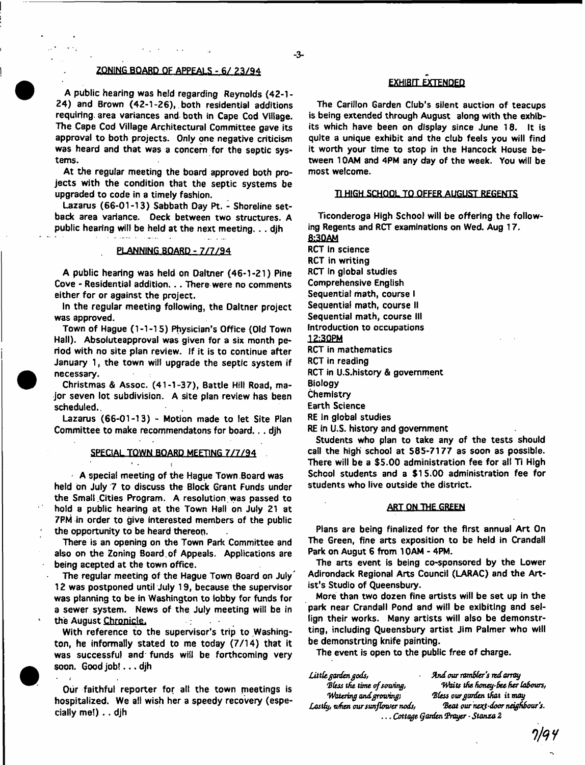## ZONING BOARD OF APPEALS - 6/ 23/94

A public hearing was held regarding Reynolds (42-1-24) and Brown (42-1-26), both residential additions requiring area variances and both in Cape Cod Village. The Cape Cod Village Architectural Committee gave its approval to both projects. Only one negative criticism was heard and that was a concern for the septic systems.

At the regular meeting the board approved both projects with the condition that the septic systems be upgraded to code in a timely fashion.

Lazarus (66-01-13) Sabbath Day Pt. - Shoreline setback area variance. Deck between two structures. A public hearing will be held at the next meeting. . . djh

## PLANNING BOARD - 7/7/94

A public hearing was held on Daltner (46-1-21) Pine Cove - Residential addition. . . There were no comments either for or against the project.

In the regular meeting following, the Daltner project was approved.

Town of Hague (1-1-15) Physician's Office (Old Town Hall). Absoluteapproval was given for a six month period with no site plan review. If it is to continue after January 1, the town will upgrade the septic system if necessary.

Christmas & Assoc. (41-1-37), Battle Hill Road, major seven lot subdivision. A site plan review has been scheduled..

Lazarus (66-01-13) - Motion made to let Site Plan Committee to make recommendatons for board. . . djh

## SPECIAL TOWN BOARD MEETING 7/7/94

A special meeting of the Hague Town Board was held on July 7 to discuss the Block Grant Funds under the Small Cities Program. A resolution was passed to hold a public hearing at the Town Hall on July 21 at 7PM in order to give interested members of the public the opportunity to be heard thereon.

There is an opening on the Town Park Committee and also on the Zoning Board of Appeals. Applications are being acepted at the town office.

The regular meeting of the Hague Town Board on July 12 was postponed until July 19, because the supervisor was planning to be in Washington to lobby for funds for a sewer system. News of the July meeting will be in the August Chronicle.

With reference to the supervisor's trip to Washington, he informally stated to me today (7/14) that it was successful and funds will be forthcoming very soon. Good job! . . . djh

Our faithful reporter for all the town meetings is hospitalized. We all wish her a speedy recovery (especially me!) . . djh

## EXHIBIT EXTENDED

The Carillon Garden Club's silent auction of teacups is being extended through August along with the exhibits which have been on display since June 18. It is quite a unique exhibit and the club feels you will find it worth your time to stop in the Hancock House between 10AM and 4PM any day of the week. You will be most welcome.

## TI HIGH SCHOOL TO OFFER AUGUST REGENTS

Ticonderoga High School will be offering the following Regents and RCT examinations on Wed. Aug 17.

8:30AM

RCT in science
RCT in writing
RCT in global studies
Comprehensive English
Sequential math, course I
Sequential math, course II
Sequential math, course III
Introduction to occupations

12:30PM

RCT in mathematics
RCT in reading
RCT in U.S.history & government
Biology
Chemistry
Earth Science
RE in global studies
RE in U.S. history and government

Students who plan to take any of the tests should call the high school at 585-7177 as soon as possible. There will be a $5.00 administration fee for all Ti High School students and a $15.00 administration fee for students who live outside the district.

## ART ON THE GREEN

Plans are being finalized for the first annual Art On The Green, fine arts exposition to be held in Crandall Park on Augut 6 from 10AM - 4PM.

The arts event is being co-sponsored by the Lower Adirondack Regional Arts Council (LARAC) and the Artist's Studio of Queensbury.

More than two dozen fine artists will be set up in the park near Crandall Pond and will be exibiting and selling their works. Many artists will also be demonstrting, including Queensbury artist Jim Palmer who will be demonstrting knife painting.

The event is open to the public free of charge.

*Little garden gods,*
*Bless the time of sowing,*
*Watering and growing;*
*Lastly, when our sunflower nods,*
*And our rambler's red array*
*Waits the honey-bee her labours,*
*Bless our garden that it may*
*Beat our next-door neighbour's.*

*. . . Cottage Garden Prayer - Stanza 2*

7/94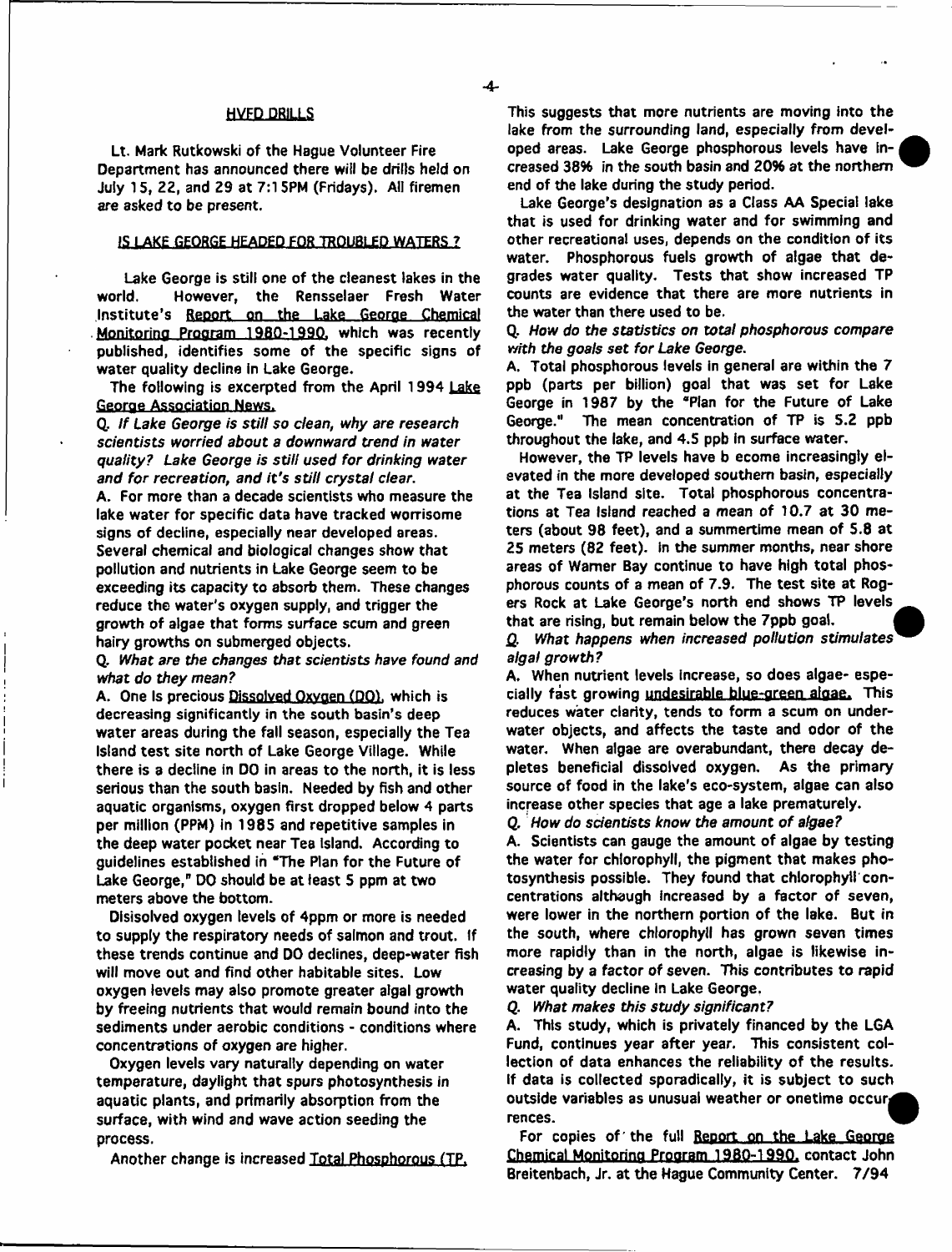## HVFD DRILLS

Lt. Mark Rutkowski of the Hague Volunteer Fire Department has announced there will be drills held on July 15, 22, and 29 at 7:15PM (Fridays). All firemen are asked to be present.

## IS LAKE GEORGE HEADED FOR TROUBLED WATERS ?

Lake George is still one of the cleanest lakes in the world. However, the Rensselaer Fresh Water Institute's Report on the Lake George Chemical Monitoring Program 1980-1990, which was recently published, identifies some of the specific signs of water quality decline in Lake George.

The following is excerpted from the April 1994 Lake George Association News.

*Q. If Lake George is still so clean, why are research scientists worried about a downward trend in water quality? Lake George is still used for drinking water and for recreation, and it's still crystal clear.*

A. For more than a decade scientists who measure the lake water for specific data have tracked worrisome signs of decline, especially near developed areas. Several chemical and biological changes show that pollution and nutrients in Lake George seem to be exceeding its capacity to absorb them. These changes reduce the water's oxygen supply, and trigger the growth of algae that forms surface scum and green hairy growths on submerged objects.

*Q. What are the changes that scientists have found and what do they mean?*

A. One is precious Dissolved Oxygen (DO), which is decreasing significantly in the south basin's deep water areas during the fall season, especially the Tea Island test site north of Lake George Village. While there is a decline in DO in areas to the north, it is less serious than the south basin. Needed by fish and other aquatic organisms, oxygen first dropped below 4 parts per million (PPM) in 1985 and repetitive samples in the deep water pocket near Tea Island. According to guidelines established in "The Plan for the Future of Lake George," DO should be at least 5 ppm at two meters above the bottom.

Disisolved oxygen levels of 4ppm or more is needed to supply the respiratory needs of salmon and trout. If these trends continue and DO declines, deep-water fish will move out and find other habitable sites. Low oxygen levels may also promote greater algal growth by freeing nutrients that would remain bound into the sediments under aerobic conditions - conditions where concentrations of oxygen are higher.

Oxygen levels vary naturally depending on water temperature, daylight that spurs photosynthesis in aquatic plants, and primarily absorption from the surface, with wind and wave action seeding the process.

Another change is increased Total Phosphorous (TP. This suggests that more nutrients are moving into the lake from the surrounding land, especially from developed areas. Lake George phosphorous levels have increased 38% in the south basin and 20% at the northern end of the lake during the study period.

Lake George's designation as a Class AA Special lake that is used for drinking water and for swimming and other recreational uses, depends on the condition of its water. Phosphorous fuels growth of algae that degrades water quality. Tests that show increased TP counts are evidence that there are more nutrients in the water than there used to be.

*Q. How do the statistics on total phosphorous compare with the goals set for Lake George.*

A. Total phosphorous levels in general are within the 7 ppb (parts per billion) goal that was set for Lake George in 1987 by the "Plan for the Future of Lake George." The mean concentration of TP is 5.2 ppb throughout the lake, and 4.5 ppb in surface water.

However, the TP levels have b ecome increasingly elevated in the more developed southern basin, especially at the Tea Island site. Total phosphorous concentrations at Tea Island reached a mean of 10.7 at 30 meters (about 98 feet), and a summertime mean of 5.8 at 25 meters (82 feet). In the summer months, near shore areas of Warner Bay continue to have high total phosphorous counts of a mean of 7.9. The test site at Rogers Rock at Lake George's north end shows TP levels that are rising, but remain below the 7ppb goal.

*Q. What happens when increased pollution stimulates algal growth?*

A. When nutrient levels increase, so does algae- especially fast growing undesirable blue-green algae. This reduces water clarity, tends to form a scum on underwater objects, and affects the taste and odor of the water. When algae are overabundant, there decay depletes beneficial dissolved oxygen. As the primary source of food in the lake's eco-system, algae can also increase other species that age a lake prematurely.

*Q. How do scientists know the amount of algae?*

A. Scientists can gauge the amount of algae by testing the water for chlorophyll, the pigment that makes photosynthesis possible. They found that chlorophyll concentrations although increased by a factor of seven, were lower in the northern portion of the lake. But in the south, where chlorophyll has grown seven times more rapidly than in the north, algae is likewise increasing by a factor of seven. This contributes to rapid water quality decline in Lake George.

*Q. What makes this study significant?*

A. This study, which is privately financed by the LGA Fund, continues year after year. This consistent collection of data enhances the reliability of the results. If data is collected sporadically, it is subject to such outside variables as unusual weather or onetime occurrences.

For copies of the full Report on the Lake George Chemical Monitoring Program 1980-1990, contact John Breitenbach, Jr. at the Hague Community Center. 7/94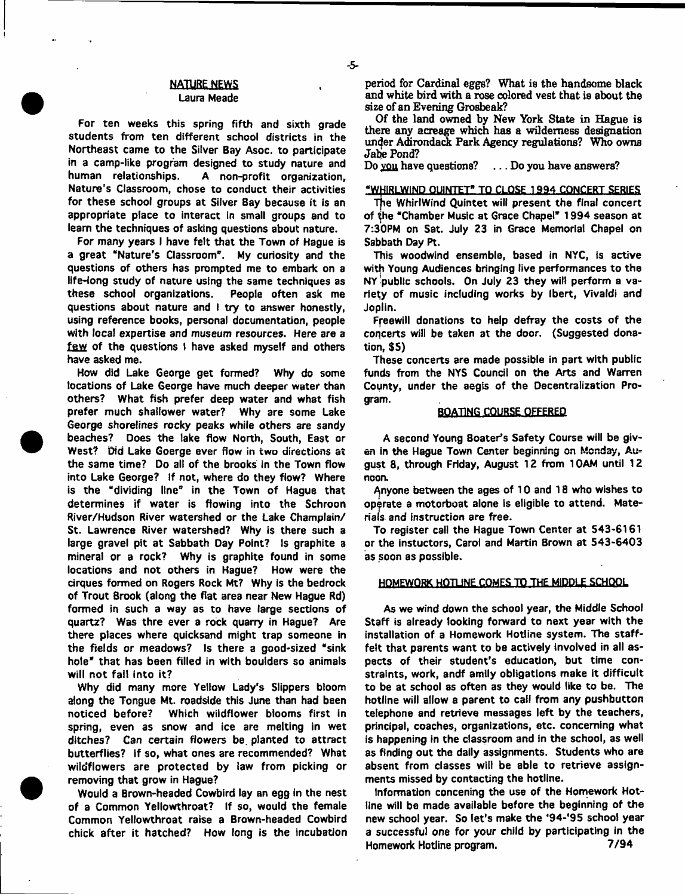## NATURE NEWS

Laura Meade

For ten weeks this spring fifth and sixth grade students from ten different school districts in the Northeast came to the Silver Bay Asoc. to participate in a camp-like program designed to study nature and human relationships. A non-profit organization, Nature's Classroom, chose to conduct their activities for these school groups at Silver Bay because it is an appropriate place to interact in small groups and to learn the techniques of asking questions about nature.

For many years I have felt that the Town of Hague is a great "Nature's Classroom". My curiosity and the questions of others has prompted me to embark on a life-long study of nature using the same techniques as these school organizations. People often ask me questions about nature and I try to answer honestly, using reference books, personal documentation, people with local expertise and museum resources. Here are a few of the questions I have asked myself and others have asked me.

How did Lake George get formed? Why do some locations of Lake George have much deeper water than others? What fish prefer deep water and what fish prefer much shallower water? Why are some Lake George shorelines rocky peaks while others are sandy beaches? Does the lake flow North, South, East or West? Did Lake Goerge ever flow in two directions at the same time? Do all of the brooks in the Town flow into Lake George? If not, where do they flow? Where is the "dividing line" in the Town of Hague that determines if water is flowing into the Schroon River/Hudson River watershed or the Lake Champlain/ St. Lawrence River watershed? Why is there such a large gravel pit at Sabbath Day Point? Is graphite a mineral or a rock? Why is graphite found in some locations and not others in Hague? How were the cirques formed on Rogers Rock Mt? Why is the bedrock of Trout Brook (along the flat area near New Hague Rd) formed in such a way as to have large sections of quartz? Was thre ever a rock quarry in Hague? Are there places where quicksand might trap someone in the fields or meadows? Is there a good-sized "sink hole" that has been filled in with boulders so animals will not fall into it?

Why did many more Yellow Lady's Slippers bloom along the Tongue Mt. roadside this June than had been noticed before? Which wildflower blooms first in spring, even as snow and ice are melting in wet ditches? Can certain flowers be planted to attract butterflies? If so, what ones are recommended? What wildflowers are protected by law from picking or removing that grow in Hague?

Would a Brown-headed Cowbird lay an egg in the nest of a Common Yellowthroat? If so, would the female Common Yellowthroat raise a Brown-headed Cowbird chick after it hatched? How long is the incubation period for Cardinal eggs? What is the handsome black and white bird with a rose colored vest that is about the size of an Evening Grosbeak?

Of the land owned by New York State in Hague is there any acreage which has a wilderness designation under Adirondack Park Agency regulations? Who owns Jabe Pond?

Do you have questions? . . . Do you have answers?

## "WHIRLWIND QUINTET" TO CLOSE 1994 CONCERT SERIES

The WhirlWind Quintet will present the final concert of the "Chamber Music at Grace Chapel" 1994 season at 7:30PM on Sat. July 23 in Grace Memorial Chapel on Sabbath Day Pt.

This woodwind ensemble, based in NYC, is active with Young Audiences bringing live performances to the NY public schools. On July 23 they will perform a variety of music including works by Ibert, Vivaldi and Joplin.

Freewill donations to help defray the costs of the concerts will be taken at the door. (Suggested donation, $5)

These concerts are made possible in part with public funds from the NYS Council on the Arts and Warren County, under the aegis of the Decentralization Program.

## BOATING COURSE OFFERED

A second Young Boater's Safety Course will be given in the Hague Town Center beginning on Monday, August 8, through Friday, August 12 from 10AM until 12 noon.

Anyone between the ages of 10 and 18 who wishes to operate a motorboat alone is eligible to attend. Materials and instruction are free.

To register call the Hague Town Center at 543-6161 or the instuctors, Carol and Martin Brown at 543-6403 as soon as possible.

## HOMEWORK HOTLINE COMES TO THE MIDDLE SCHOOL

As we wind down the school year, the Middle School Staff is already looking forward to next year with the installation of a Homework Hotline system. The staff felt that parents want to be actively involved in all aspects of their student's education, but time constraints, work, andf amily obligations make it difficult to be at school as often as they would like to be. The hotline will allow a parent to call from any pushbutton telephone and retrieve messages left by the teachers, principal, coaches, organizations, etc. concerning what is happening in the classroom and in the school, as well as finding out the daily assignments. Students who are absent from classes will be able to retrieve assignments missed by contacting the hotline.

Information concening the use of the Homework Hotline will be made available before the beginning of the new school year. So let's make the '94-'95 school year a successful one for your child by participating in the Homework Hotline program. 7/94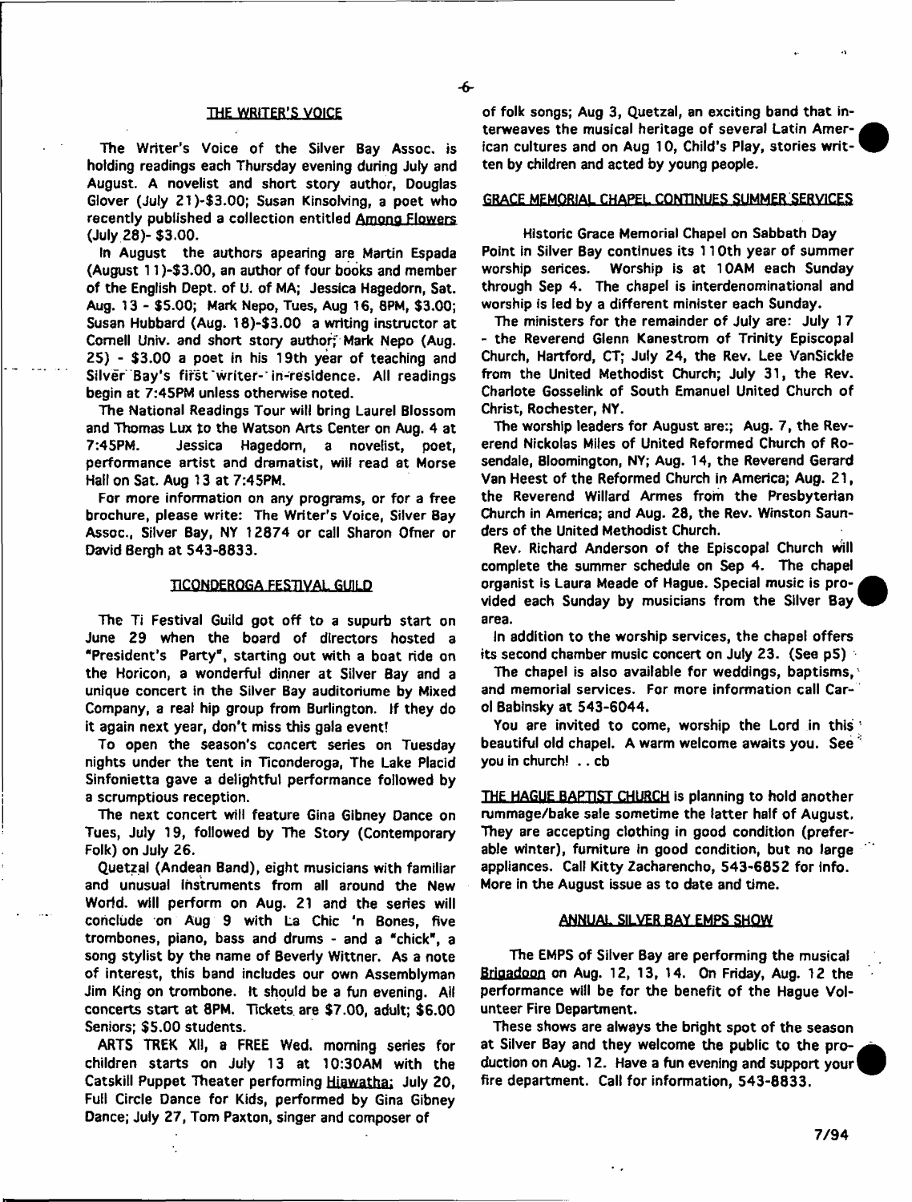## THE WRITER'S VOICE

The Writer's Voice of the Silver Bay Assoc. is holding readings each Thursday evening during July and August. A novelist and short story author, Douglas Glover (July 21)-$3.00; Susan Kinsolving, a poet who recently published a collection entitled Among Flowers (July 28)- $3.00.

In August the authors apearing are Martin Espada (August 11)-$3.00, an author of four books and member of the English Dept. of U. of MA; Jessica Hagedorn, Sat. Aug. 13 - $5.00; Mark Nepo, Tues, Aug 16, 8PM, $3.00; Susan Hubbard (Aug. 18)-$3.00 a writing instructor at Cornell Univ. and short story author; Mark Nepo (Aug. 25) - $3.00 a poet in his 19th year of teaching and Silver Bay's first writer-in-residence. All readings begin at 7:45PM unless otherwise noted.

The National Readings Tour will bring Laurel Blossom and Thomas Lux to the Watson Arts Center on Aug. 4 at 7:45PM. Jessica Hagedorn, a novelist, poet, performance artist and dramatist, will read at Morse Hall on Sat. Aug 13 at 7:45PM.

For more information on any programs, or for a free brochure, please write: The Writer's Voice, Silver Bay Assoc., Silver Bay, NY 12874 or call Sharon Ofner or David Bergh at 543-8833.

## TICONDEROGA FESTIVAL GUILD

The Ti Festival Guild got off to a supurb start on June 29 when the board of directors hosted a "President's Party", starting out with a boat ride on the Horicon, a wonderful dinner at Silver Bay and a unique concert in the Silver Bay auditoriume by Mixed Company, a real hip group from Burlington. If they do it again next year, don't miss this gala event!

To open the season's concert series on Tuesday nights under the tent in Ticonderoga, The Lake Placid Sinfonietta gave a delightful performance followed by a scrumptious reception.

The next concert will feature Gina Gibney Dance on Tues, July 19, followed by The Story (Contemporary Folk) on July 26.

Quetzal (Andean Band), eight musicians with familiar and unusual instruments from all around the New World. will perform on Aug. 21 and the series will conclude on Aug 9 with La Chic 'n Bones, five trombones, piano, bass and drums - and a "chick", a song stylist by the name of Beverly Wittner. As a note of interest, this band includes our own Assemblyman Jim King on trombone. It should be a fun evening. All concerts start at 8PM. Tickets are $7.00, adult; $6.00 Seniors; $5.00 students.

ARTS TREK XII, a FREE Wed. morning series for children starts on July 13 at 10:30AM with the Catskill Puppet Theater performing Hiawatha; July 20, Full Circle Dance for Kids, performed by Gina Gibney Dance; July 27, Tom Paxton, singer and composer of folk songs; Aug 3, Quetzal, an exciting band that interweaves the musical heritage of several Latin American cultures and on Aug 10, Child's Play, stories written by children and acted by young people.

## GRACE MEMORIAL CHAPEL CONTINUES SUMMER SERVICES

Historic Grace Memorial Chapel on Sabbath Day Point in Silver Bay continues its 110th year of summer worship serices. Worship is at 10AM each Sunday through Sep 4. The chapel is interdenominational and worship is led by a different minister each Sunday.

The ministers for the remainder of July are: July 17 - the Reverend Glenn Kanestrom of Trinity Episcopal Church, Hartford, CT; July 24, the Rev. Lee VanSickle from the United Methodist Church; July 31, the Rev. Charlote Gosselink of South Emanuel United Church of Christ, Rochester, NY.

The worship leaders for August are:; Aug. 7, the Reverend Nickolas Miles of United Reformed Church of Rosendale, Bloomington, NY; Aug. 14, the Reverend Gerard Van Heest of the Reformed Church in America; Aug. 21, the Reverend Willard Armes from the Presbyterian Church in America; and Aug. 28, the Rev. Winston Saunders of the United Methodist Church.

Rev. Richard Anderson of the Episcopal Church will complete the summer schedule on Sep 4. The chapel organist is Laura Meade of Hague. Special music is provided each Sunday by musicians from the Silver Bay area.

In addition to the worship services, the chapel offers its second chamber music concert on July 23. (See p5)

The chapel is also available for weddings, baptisms, and memorial services. For more information call Carol Babinsky at 543-6044.

You are invited to come, worship the Lord in this beautiful old chapel. A warm welcome awaits you. See you in church! . . cb

THE HAGUE BAPTIST CHURCH is planning to hold another rummage/bake sale sometime the latter half of August. They are accepting clothing in good condition (preferable winter), furniture in good condition, but no large appliances. Call Kitty Zacharencho, 543-6852 for info. More in the August issue as to date and time.

## ANNUAL SILVER BAY EMPS SHOW

The EMPS of Silver Bay are performing the musical Brigadoon on Aug. 12, 13, 14. On Friday, Aug. 12 the performance will be for the benefit of the Hague Volunteer Fire Department.

These shows are always the bright spot of the season at Silver Bay and they welcome the public to the production on Aug. 12. Have a fun evening and support your fire department. Call for information, 543-8833.

7/94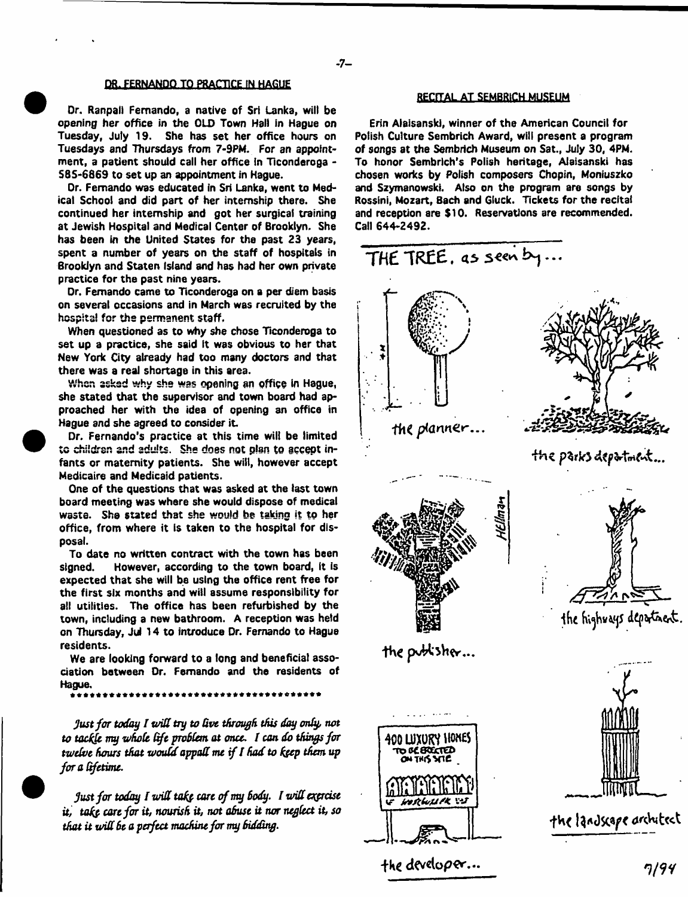## DR. FERNANDO TO PRACTICE IN HAGUE

Dr. Ranpali Fernando, a native of Sri Lanka, will be opening her office in the OLD Town Hall in Hague on Tuesday, July 19. She has set her office hours on Tuesdays and Thursdays from 7-9PM. For an appointment, a patient should call her office in Ticonderoga - 585-6869 to set up an appointment in Hague.

Dr. Fernando was educated in Sri Lanka, went to Medical School and did part of her internship there. She continued her internship and got her surgical training at Jewish Hospital and Medical Center of Brooklyn. She has been in the United States for the past 23 years, spent a number of years on the staff of hospitals in Brooklyn and Staten Island and has had her own private practice for the past nine years.

Dr. Fernando came to Ticonderoga on a per diem basis on several occasions and in March was recruited by the hospital for the permanent staff.

When questioned as to why she chose Ticonderoga to set up a practice, she said it was obvious to her that New York City already had too many doctors and that there was a real shortage in this area.

When asked why she was opening an office in Hague, she stated that the supervisor and town board had approached her with the idea of opening an office in Hague and she agreed to consider it.

Dr. Fernando's practice at this time will be limited to children and adults. She does not plan to accept infants or maternity patients. She will, however accept Medicaire and Medicaid patients.

One of the questions that was asked at the last town board meeting was where she would dispose of medical waste. She stated that she would be taking it to her office, from where it is taken to the hospital for disposal.

To date no written contract with the town has been signed. However, according to the town board, it is expected that she will be using the office rent free for the first six months and will assume responsibility for all utilities. The office has been refurbished by the town, including a new bathroom. A reception was held on Thursday, Jul 14 to introduce Dr. Fernando to Hague residents.

We are looking forward to a long and beneficial association between Dr. Fernando and the residents of Hague.

\*\*\*\*\*\*\*\*\*\*\*\*\*\*\*\*\*\*\*\*\*\*\*\*\*\*\*\*\*\*\*\*\*\*\*\*\*\*\*

*Just for today I will try to live through this day only, not to tackle my whole life problem at once. I can do things for twelve hours that would appall me if I had to keep them up for a lifetime.*

*Just for today I will take care of my body. I will exercise it, take care for it, nourish it, not abuse it nor neglect it, so that it will be a perfect machine for my bidding.*

## RECITAL AT SEMBRICH MUSEUM

Erin Alaisanski, winner of the American Council for Polish Culture Sembrich Award, will present a program of songs at the Sembrich Museum on Sat., July 30, 4PM. To honor Sembrich's Polish heritage, Alaisanski has chosen works by Polish composers Chopin, Moniuszko and Szymanowski. Also on the program are songs by Rossini, Mozart, Bach and Gluck. Tickets for the recital and reception are $10. Reservations are recommended. Call 644-2492.

THE TREE, as seen by...

the planner...

the parks department...

the publisher...

the highways department.

400 LUXURY HOMES TO BE ERECTED ON THIS SITE

the developer...

the landscape architect

Hellman

7/94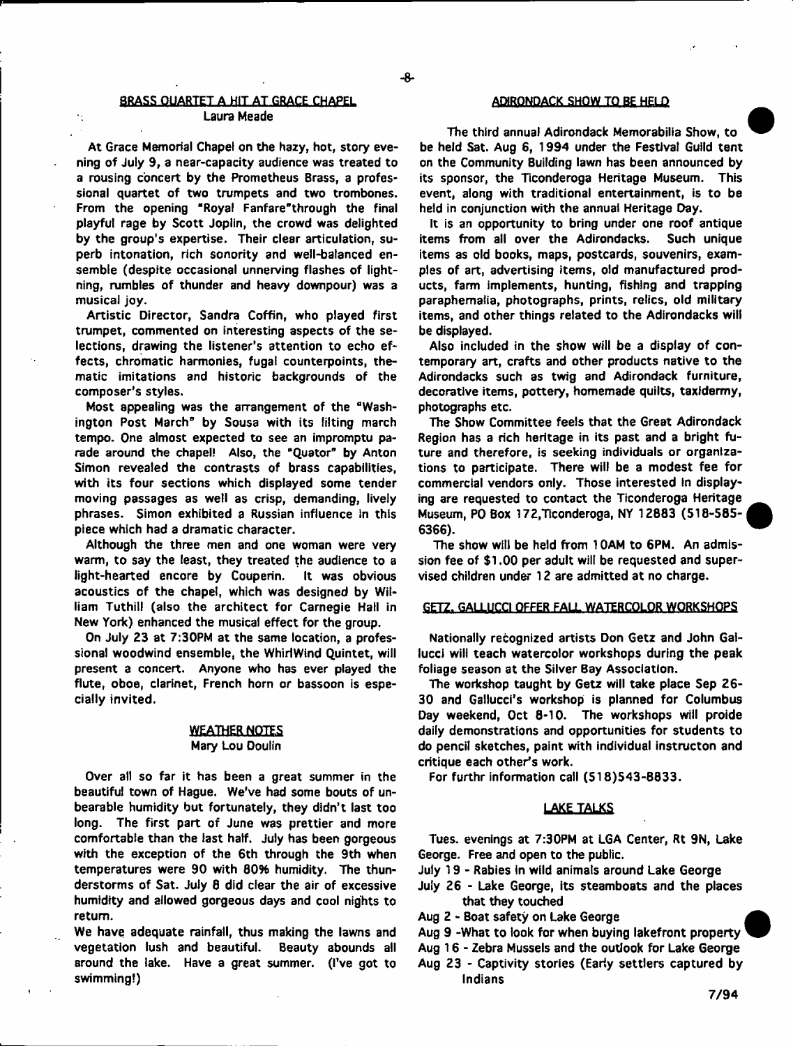## BRASS QUARTET A HIT AT GRACE CHAPEL

Laura Meade

At Grace Memorial Chapel on the hazy, hot, story evening of July 9, a near-capacity audience was treated to a rousing concert by the Prometheus Brass, a professional quartet of two trumpets and two trombones. From the opening "Royal Fanfare"through the final playful rage by Scott Joplin, the crowd was delighted by the group's expertise. Their clear articulation, superb intonation, rich sonority and well-balanced ensemble (despite occasional unnerving flashes of lightning, rumbles of thunder and heavy downpour) was a musical joy.

Artistic Director, Sandra Coffin, who played first trumpet, commented on interesting aspects of the selections, drawing the listener's attention to echo effects, chromatic harmonies, fugal counterpoints, thematic imitations and historic backgrounds of the composer's styles.

Most appealing was the arrangement of the "Washington Post March" by Sousa with its lilting march tempo. One almost expected to see an impromptu parade around the chapel! Also, the "Quator" by Anton Simon revealed the contrasts of brass capabilities, with its four sections which displayed some tender moving passages as well as crisp, demanding, lively phrases. Simon exhibited a Russian influence in this piece which had a dramatic character.

Although the three men and one woman were very warm, to say the least, they treated the audience to a light-hearted encore by Couperin. It was obvious acoustics of the chapel, which was designed by William Tuthill (also the architect for Carnegie Hall in New York) enhanced the musical effect for the group.

On July 23 at 7:30PM at the same location, a professional woodwind ensemble, the WhirlWind Quintet, will present a concert. Anyone who has ever played the flute, oboe, clarinet, French horn or bassoon is especially invited.

## WEATHER NOTES

Mary Lou Doulin

Over all so far it has been a great summer in the beautiful town of Hague. We've had some bouts of unbearable humidity but fortunately, they didn't last too long. The first part of June was prettier and more comfortable than the last half. July has been gorgeous with the exception of the 6th through the 9th when temperatures were 90 with 80% humidity. The thunderstorms of Sat. July 8 did clear the air of excessive humidity and allowed gorgeous days and cool nights to return.

We have adequate rainfall, thus making the lawns and vegetation lush and beautiful. Beauty abounds all around the lake. Have a great summer. (I've got to swimming!)

## ADIRONDACK SHOW TO BE HELD

The third annual Adirondack Memorabilia Show, to be held Sat. Aug 6, 1994 under the Festival Guild tent on the Community Building lawn has been announced by its sponsor, the Ticonderoga Heritage Museum. This event, along with traditional entertainment, is to be held in conjunction with the annual Heritage Day.

It is an opportunity to bring under one roof antique items from all over the Adirondacks. Such unique items as old books, maps, postcards, souvenirs, examples of art, advertising items, old manufactured products, farm implements, hunting, fishing and trapping paraphernalia, photographs, prints, relics, old military items, and other things related to the Adirondacks will be displayed.

Also included in the show will be a display of contemporary art, crafts and other products native to the Adirondacks such as twig and Adirondack furniture, decorative items, pottery, homemade quilts, taxidermy, photographs etc.

The Show Committee feels that the Great Adirondack Region has a rich heritage in its past and a bright future and therefore, is seeking individuals or organizations to participate. There will be a modest fee for commercial vendors only. Those interested in displaying are requested to contact the Ticonderoga Heritage Museum, PO Box 172,Ticonderoga, NY 12883 (518-585-6366).

The show will be held from 10AM to 6PM. An admission fee of $1.00 per adult will be requested and supervised children under 12 are admitted at no charge.

## GETZ, GALLUCCI OFFER FALL WATERCOLOR WORKSHOPS

Nationally recognized artists Don Getz and John Gallucci will teach watercolor workshops during the peak foliage season at the Silver Bay Association.

The workshop taught by Getz will take place Sep 26-30 and Gallucci's workshop is planned for Columbus Day weekend, Oct 8-10. The workshops will proide daily demonstrations and opportunities for students to do pencil sketches, paint with individual instructon and critique each other's work.

For furthr information call (518)543-8833.

## LAKE TALKS

Tues. evenings at 7:30PM at LGA Center, Rt 9N, Lake George. Free and open to the public.

- July 19 - Rabies in wild animals around Lake George
- July 26 - Lake George, its steamboats and the places that they touched
- Aug 2 - Boat safety on Lake George
- Aug 9 -What to look for when buying lakefront property
- Aug 16 - Zebra Mussels and the outlook for Lake George
- Aug 23 - Captivity stories (Early settlers captured by Indians

7/94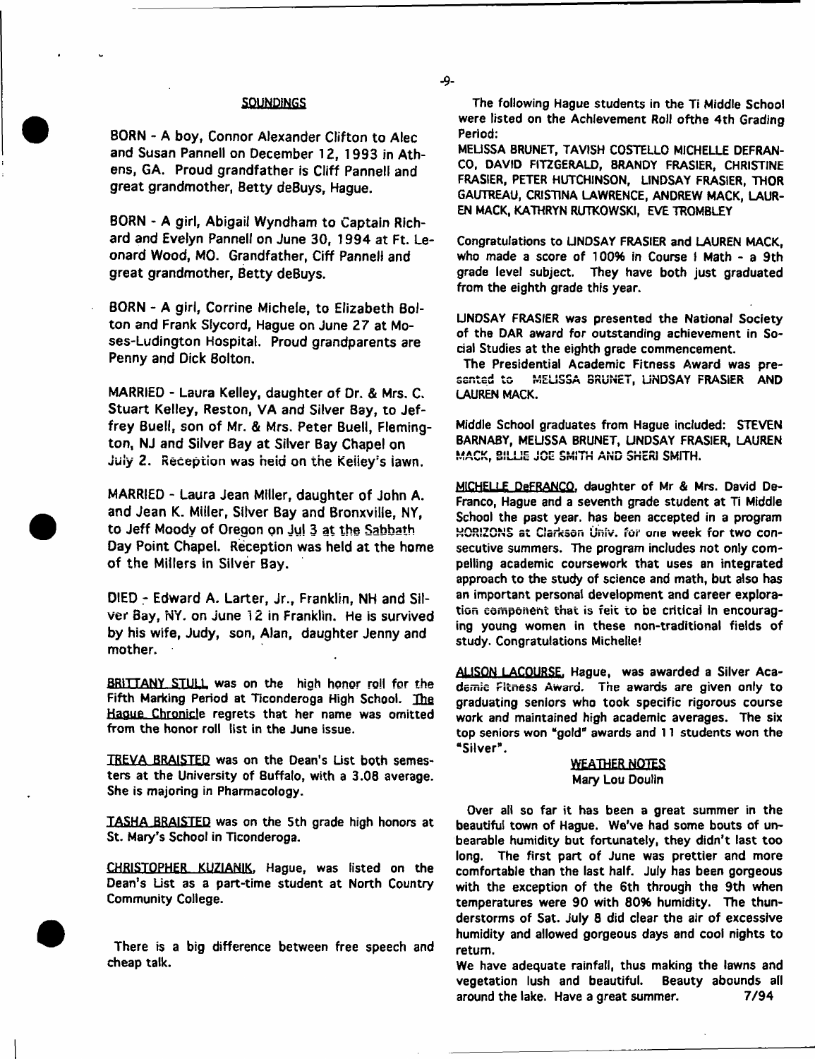## SOUNDINGS

BORN - A boy, Connor Alexander Clifton to Alec and Susan Pannell on December 12, 1993 in Athens, GA. Proud grandfather is Cliff Pannell and great grandmother, Betty deBuys, Hague.

BORN - A girl, Abigail Wyndham to Captain Richard and Evelyn Pannell on June 30, 1994 at Ft. Leonard Wood, MO. Grandfather, Ciff Pannell and great grandmother, Betty deBuys.

BORN - A girl, Corrine Michele, to Elizabeth Bolton and Frank Slycord, Hague on June 27 at Moses-Ludington Hospital. Proud grandparents are Penny and Dick Bolton.

MARRIED - Laura Kelley, daughter of Dr. & Mrs. C. Stuart Kelley, Reston, VA and Silver Bay, to Jeffrey Buell, son of Mr. & Mrs. Peter Buell, Flemington, NJ and Silver Bay at Silver Bay Chapel on July 2. Reception was held on the Kelley's lawn.

MARRIED - Laura Jean Miller, daughter of John A. and Jean K. Miller, Silver Bay and Bronxville, NY, to Jeff Moody of Oregon on Jul 3 at the Sabbath Day Point Chapel. Reception was held at the home of the Millers in Silver Bay.

DIED - Edward A. Larter, Jr., Franklin, NH and Silver Bay, NY. on June 12 in Franklin. He is survived by his wife, Judy, son, Alan, daughter Jenny and mother.

BRITTANY STULL was on the high honor roll for the Fifth Marking Period at Ticonderoga High School. The Hague Chronicle regrets that her name was omitted from the honor roll list in the June issue.

TREVA BRAISTED was on the Dean's List both semesters at the University of Buffalo, with a 3.08 average. She is majoring in Pharmacology.

TASHA BRAISTED was on the 5th grade high honors at St. Mary's School in Ticonderoga.

CHRISTOPHER KUZIANIK, Hague, was listed on the Dean's List as a part-time student at North Country Community College.

There is a big difference between free speech and cheap talk.

The following Hague students in the Ti Middle School were listed on the Achievement Roll ofthe 4th Grading Period:

MELISSA BRUNET, TAVISH COSTELLO MICHELLE DEFRANCO, DAVID FITZGERALD, BRANDY FRASIER, CHRISTINE FRASIER, PETER HUTCHINSON, LINDSAY FRASIER, THOR GAUTREAU, CRISTINA LAWRENCE, ANDREW MACK, LAUREN MACK, KATHRYN RUTKOWSKI, EVE TROMBLEY

Congratulations to LINDSAY FRASIER and LAUREN MACK, who made a score of 100% in Course I Math - a 9th grade level subject. They have both just graduated from the eighth grade this year.

LINDSAY FRASIER was presented the National Society of the DAR award for outstanding achievement in Social Studies at the eighth grade commencement.

The Presidential Academic Fitness Award was presented to MELISSA BRUNET, LINDSAY FRASIER AND LAUREN MACK.

Middle School graduates from Hague included: STEVEN BARNABY, MELISSA BRUNET, LINDSAY FRASIER, LAUREN MACK, BILLIE JOE SMITH AND SHERI SMITH.

MICHELLE DeFRANCO, daughter of Mr & Mrs. David DeFranco, Hague and a seventh grade student at Ti Middle School the past year. has been accepted in a program HORIZONS at Clarkson Univ. for one week for two consecutive summers. The program includes not only compelling academic coursework that uses an integrated approach to the study of science and math, but also has an important personal development and career exploration component that is felt to be critical in encouraging young women in these non-traditional fields of study. Congratulations Michelle!

ALISON LACOURSE, Hague, was awarded a Silver Academic Fitness Award. The awards are given only to graduating seniors who took specific rigorous course work and maintained high academic averages. The six top seniors won "gold" awards and 11 students won the "Silver".

## WEATHER NOTES

Mary Lou Doulin

Over all so far it has been a great summer in the beautiful town of Hague. We've had some bouts of unbearable humidity but fortunately, they didn't last too long. The first part of June was prettier and more comfortable than the last half. July has been gorgeous with the exception of the 6th through the 9th when temperatures were 90 with 80% humidity. The thunderstorms of Sat. July 8 did clear the air of excessive humidity and allowed gorgeous days and cool nights to return.

We have adequate rainfall, thus making the lawns and vegetation lush and beautiful. Beauty abounds all around the lake. Have a great summer. 7/94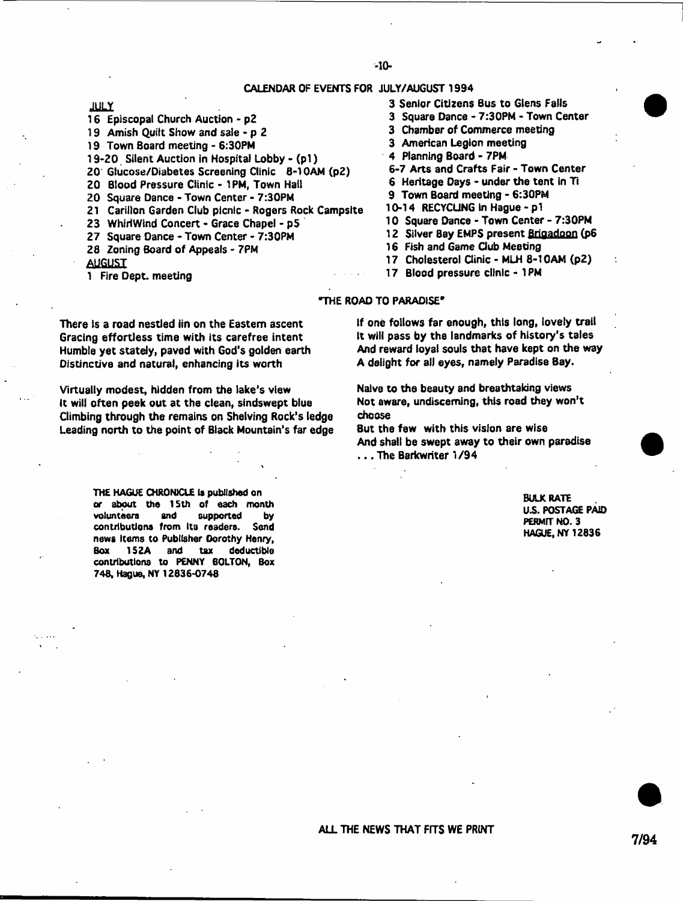## CALENDAR OF EVENTS FOR JULY/AUGUST 1994

**JULY**

16 Episcopal Church Auction - p2
19 Amish Quilt Show and sale - p 2
19 Town Board meeting - 6:30PM
19-20 Silent Auction in Hospital Lobby - (p1)
20 Glucose/Diabetes Screening Clinic 8-10AM (p2)
20 Blood Pressure Clinic - 1PM, Town Hall
20 Square Dance - Town Center - 7:30PM
21 Carillon Garden Club picnic - Rogers Rock Campsite
23 WhirlWind Concert - Grace Chapel - p5
27 Square Dance - Town Center - 7:30PM
28 Zoning Board of Appeals - 7PM

**AUGUST**

1 Fire Dept. meeting
3 Senior Citizens Bus to Glens Falls
3 Square Dance - 7:30PM - Town Center
3 Chamber of Commerce meeting
3 American Legion meeting
4 Planning Board - 7PM
6-7 Arts and Crafts Fair - Town Center
6 Heritage Days - under the tent in Ti
9 Town Board meeting - 6:30PM
10-14 RECYCLING in Hague - p1
10 Square Dance - Town Center - 7:30PM
12 Silver Bay EMPS present Brigadoon (p6
16 Fish and Game Club Meeting
17 Cholesterol Clinic - MLH 8-10AM (p2)
17 Blood pressure clinic - 1PM

## "THE ROAD TO PARADISE"

There is a road nestled iin on the Eastern ascent
Gracing effortless time with its carefree intent
Humble yet stately, paved with God's golden earth
Distinctive and natural, enhancing its worth

Virtually modest, hidden from the lake's view
It will often peek out at the clean, sindswept blue
Climbing through the remains on Shelving Rock's ledge
Leading north to the point of Black Mountain's far edge

If one follows far enough, this long, lovely trail
It will pass by the landmarks of history's tales
And reward loyal souls that have kept on the way
A delight for all eyes, namely Paradise Bay.

Naive to the beauty and breathtaking views
Not aware, undiscerning, this road they won't choose
But the few with this vision are wise
And shall be swept away to their own paradise
. . . The Barkwriter 1/94

THE HAGUE CHRONICLE is published on or about the 15th of each month volunteers and supported by contributions from its readers. Send news items to Publisher Dorothy Henry, Box 152A and tax deductible contributions to PENNY BOLTON, Box 748, Hague, NY 12836-0748

BULK RATE
U.S. POSTAGE PAID
PERMIT NO. 3
HAGUE, NY 12836

ALL THE NEWS THAT FITS WE PRINT

7/94